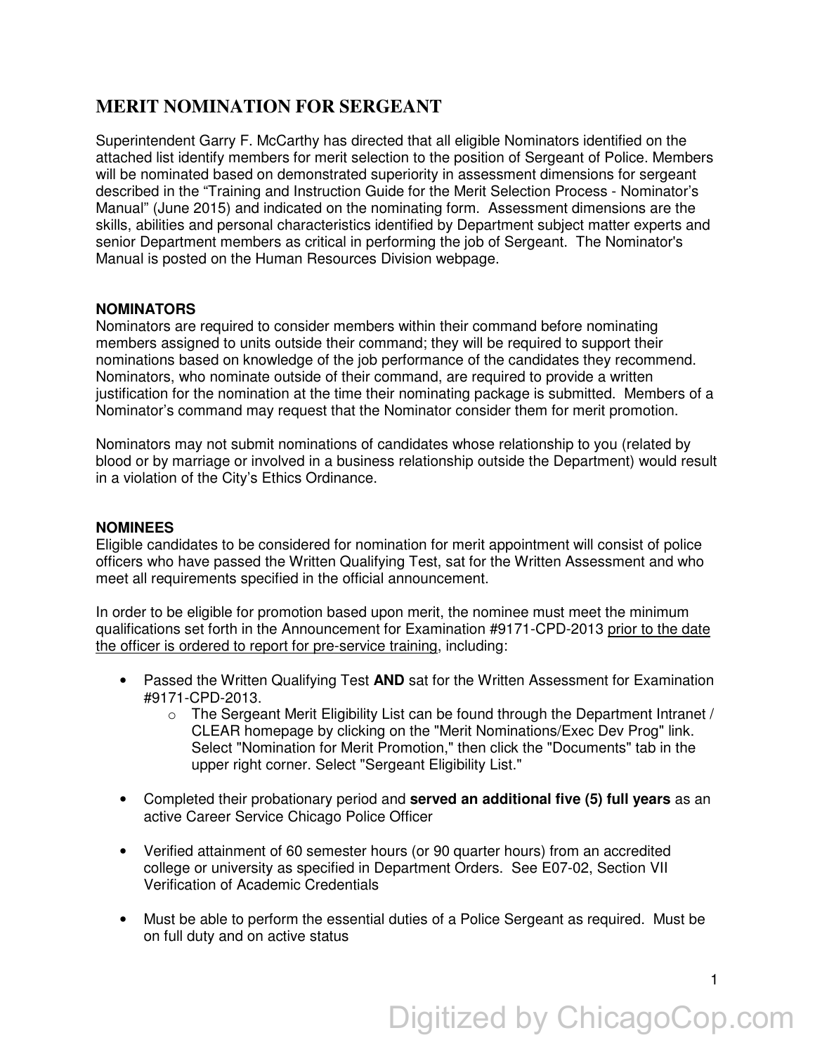# MERIT NOMINATION FOR SERGEANT

Superintendent Garry F. McCarthy has directed that all eligible Nominators identified on the attached list identify members for merit selection to the position of Sergeant of Police. Members will be nominated based on demonstrated superiority in assessment dimensions for sergeant described in the "Training and Instruction Guide for the Merit Selection Process - Nominator's Manual" (June 2015) and indicated on the nominating form. Assessment dimensions are the skills, abilities and personal characteristics identified by Department subject matter experts and senior Department members as critical in performing the job of Sergeant. The Nominator's Manual is posted on the Human Resources Division webpage.

## NOMINATORS

Nominators are required to consider members within their command before nominating members assigned to units outside their command; they will be required to support their nominations based on knowledge of the job performance of the candidates they recommend. Nominators, who nominate outside of their command, are required to provide a written justification for the nomination at the time their nominating package is submitted. Members of a Nominator's command may request that the Nominator consider them for merit promotion.

Nominators may not submit nominations of candidates whose relationship to you (related by blood or by marriage or involved in a business relationship outside the Department) would result in a violation of the City's Ethics Ordinance.

## NOMINEES

Eligible candidates to be considered for nomination for merit appointment will consist of police officers who have passed the Written Qualifying Test, sat for the Written Assessment and who meet all requirements specified in the official announcement.

In order to be eligible for promotion based upon merit, the nominee must meet the minimum qualifications set forth in the Announcement for Examination #9171-CPD-2013 <u>prior to the date the officer is ordered to report for pre-service training</u>, including:

- Passed the Written Qualifying Test **AND** sat for the Written Assessment for Examination #9171-CPD-2013.
  - The Sergeant Merit Eligibility List can be found through the Department Intranet / CLEAR homepage by clicking on the "Merit Nominations/Exec Dev Prog" link. Select "Nomination for Merit Promotion," then click the "Documents" tab in the upper right corner. Select "Sergeant Eligibility List."

- Completed their probationary period and **served an additional five (5) full years** as an active Career Service Chicago Police Officer

- Verified attainment of 60 semester hours (or 90 quarter hours) from an accredited college or university as specified in Department Orders. See E07-02, Section VII Verification of Academic Credentials

- Must be able to perform the essential duties of a Police Sergeant as required. Must be on full duty and on active status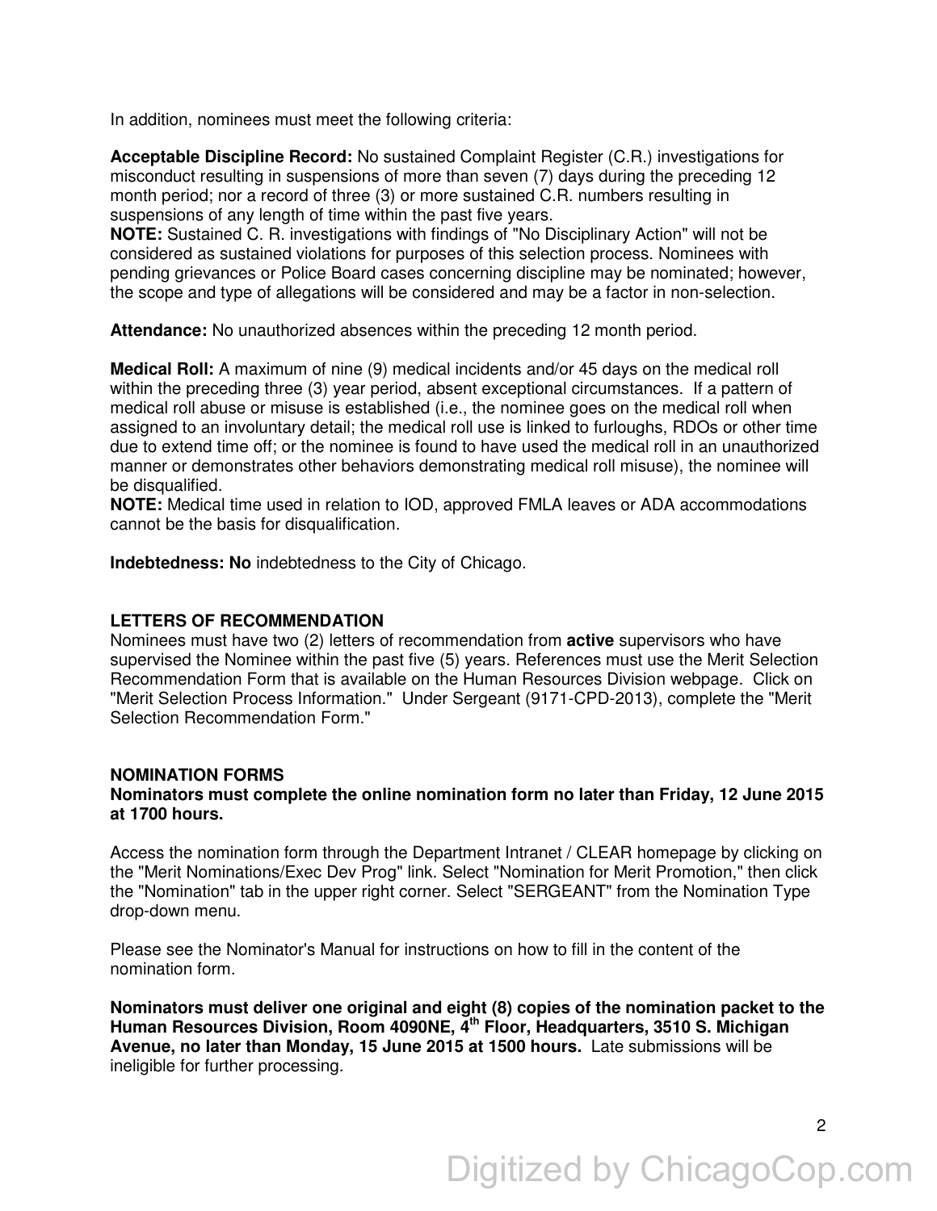In addition, nominees must meet the following criteria:

**Acceptable Discipline Record:** No sustained Complaint Register (C.R.) investigations for misconduct resulting in suspensions of more than seven (7) days during the preceding 12 month period; nor a record of three (3) or more sustained C.R. numbers resulting in suspensions of any length of time within the past five years.
**NOTE:** Sustained C. R. investigations with findings of "No Disciplinary Action" will not be considered as sustained violations for purposes of this selection process. Nominees with pending grievances or Police Board cases concerning discipline may be nominated; however, the scope and type of allegations will be considered and may be a factor in non-selection.

**Attendance:** No unauthorized absences within the preceding 12 month period.

**Medical Roll:** A maximum of nine (9) medical incidents and/or 45 days on the medical roll within the preceding three (3) year period, absent exceptional circumstances. If a pattern of medical roll abuse or misuse is established (i.e., the nominee goes on the medical roll when assigned to an involuntary detail; the medical roll use is linked to furloughs, RDOs or other time due to extend time off; or the nominee is found to have used the medical roll in an unauthorized manner or demonstrates other behaviors demonstrating medical roll misuse), the nominee will be disqualified.
**NOTE:** Medical time used in relation to IOD, approved FMLA leaves or ADA accommodations cannot be the basis for disqualification.

**Indebtedness: No** indebtedness to the City of Chicago.

## LETTERS OF RECOMMENDATION

Nominees must have two (2) letters of recommendation from **active** supervisors who have supervised the Nominee within the past five (5) years. References must use the Merit Selection Recommendation Form that is available on the Human Resources Division webpage. Click on "Merit Selection Process Information." Under Sergeant (9171-CPD-2013), complete the "Merit Selection Recommendation Form."

## NOMINATION FORMS

**Nominators must complete the online nomination form no later than Friday, 12 June 2015 at 1700 hours.**

Access the nomination form through the Department Intranet / CLEAR homepage by clicking on the "Merit Nominations/Exec Dev Prog" link. Select "Nomination for Merit Promotion," then click the "Nomination" tab in the upper right corner. Select "SERGEANT" from the Nomination Type drop-down menu.

Please see the Nominator's Manual for instructions on how to fill in the content of the nomination form.

**Nominators must deliver one original and eight (8) copies of the nomination packet to the Human Resources Division, Room 4090NE, 4th Floor, Headquarters, 3510 S. Michigan Avenue, no later than Monday, 15 June 2015 at 1500 hours.** Late submissions will be ineligible for further processing.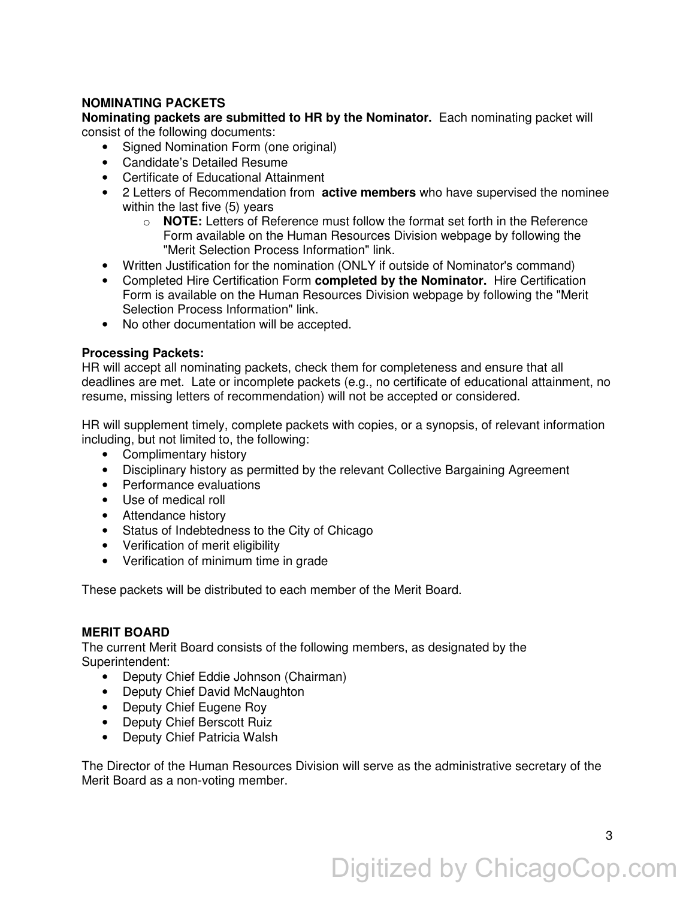**NOMINATING PACKETS**

**Nominating packets are submitted to HR by the Nominator.** Each nominating packet will consist of the following documents:

- Signed Nomination Form (one original)
- Candidate's Detailed Resume
- Certificate of Educational Attainment
- 2 Letters of Recommendation from **active members** who have supervised the nominee within the last five (5) years
    - **NOTE:** Letters of Reference must follow the format set forth in the Reference Form available on the Human Resources Division webpage by following the "Merit Selection Process Information" link.
- Written Justification for the nomination (ONLY if outside of Nominator's command)
- Completed Hire Certification Form **completed by the Nominator.** Hire Certification Form is available on the Human Resources Division webpage by following the "Merit Selection Process Information" link.
- No other documentation will be accepted.

**Processing Packets:**

HR will accept all nominating packets, check them for completeness and ensure that all deadlines are met. Late or incomplete packets (e.g., no certificate of educational attainment, no resume, missing letters of recommendation) will not be accepted or considered.

HR will supplement timely, complete packets with copies, or a synopsis, of relevant information including, but not limited to, the following:

- Complimentary history
- Disciplinary history as permitted by the relevant Collective Bargaining Agreement
- Performance evaluations
- Use of medical roll
- Attendance history
- Status of Indebtedness to the City of Chicago
- Verification of merit eligibility
- Verification of minimum time in grade

These packets will be distributed to each member of the Merit Board.

**MERIT BOARD**

The current Merit Board consists of the following members, as designated by the Superintendent:

- Deputy Chief Eddie Johnson (Chairman)
- Deputy Chief David McNaughton
- Deputy Chief Eugene Roy
- Deputy Chief Berscott Ruiz
- Deputy Chief Patricia Walsh

The Director of the Human Resources Division will serve as the administrative secretary of the Merit Board as a non-voting member.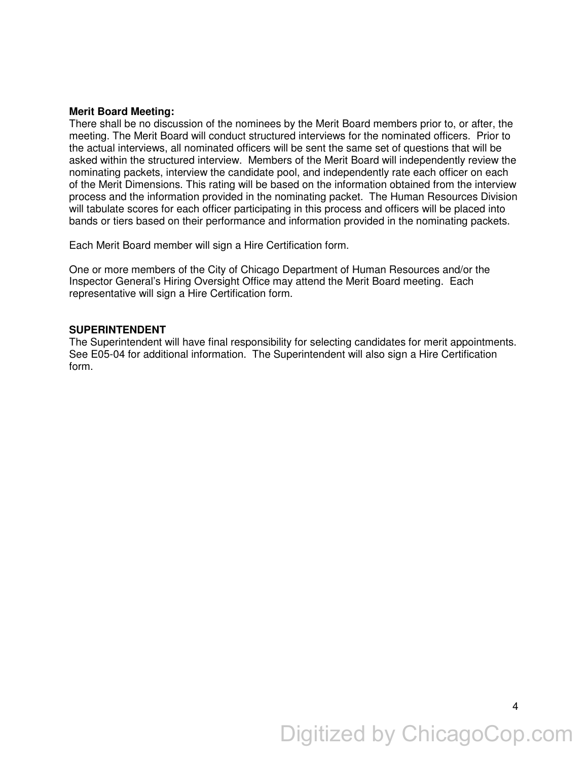**Merit Board Meeting:**
There shall be no discussion of the nominees by the Merit Board members prior to, or after, the meeting. The Merit Board will conduct structured interviews for the nominated officers. Prior to the actual interviews, all nominated officers will be sent the same set of questions that will be asked within the structured interview. Members of the Merit Board will independently review the nominating packets, interview the candidate pool, and independently rate each officer on each of the Merit Dimensions. This rating will be based on the information obtained from the interview process and the information provided in the nominating packet. The Human Resources Division will tabulate scores for each officer participating in this process and officers will be placed into bands or tiers based on their performance and information provided in the nominating packets.

Each Merit Board member will sign a Hire Certification form.

One or more members of the City of Chicago Department of Human Resources and/or the Inspector General's Hiring Oversight Office may attend the Merit Board meeting. Each representative will sign a Hire Certification form.

**SUPERINTENDENT**
The Superintendent will have final responsibility for selecting candidates for merit appointments. See E05-04 for additional information. The Superintendent will also sign a Hire Certification form.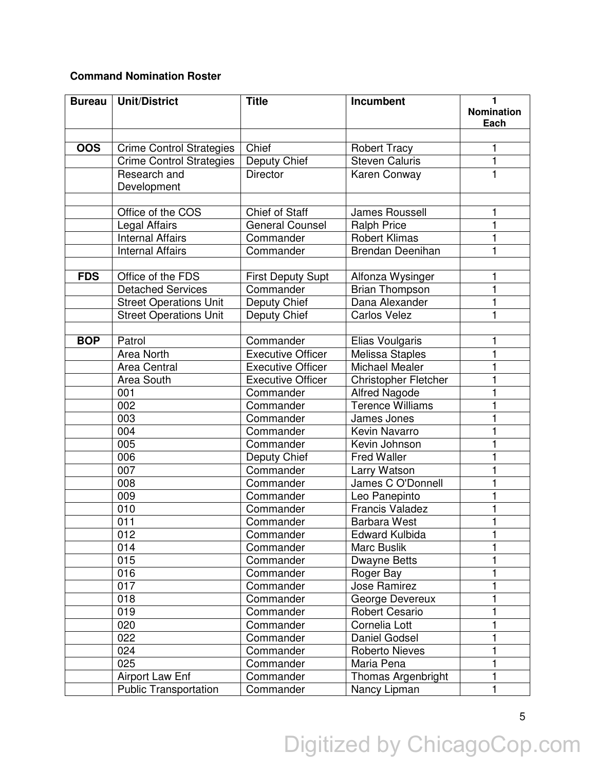**Command Nomination Roster**

| Bureau | Unit/District | Title | Incumbent | 1 Nomination Each |
|---|---|---|---|---|
| | | | | |
| **OOS** | Crime Control Strategies | Chief | Robert Tracy | 1 |
| | Crime Control Strategies | Deputy Chief | Steven Caluris | 1 |
| | Research and Development | Director | Karen Conway | 1 |
| | | | | |
| | Office of the COS | Chief of Staff | James Roussell | 1 |
| | Legal Affairs | General Counsel | Ralph Price | 1 |
| | Internal Affairs | Commander | Robert Klimas | 1 |
| | Internal Affairs | Commander | Brendan Deenihan | 1 |
| | | | | |
| **FDS** | Office of the FDS | First Deputy Supt | Alfonza Wysinger | 1 |
| | Detached Services | Commander | Brian Thompson | 1 |
| | Street Operations Unit | Deputy Chief | Dana Alexander | 1 |
| | Street Operations Unit | Deputy Chief | Carlos Velez | 1 |
| | | | | |
| **BOP** | Patrol | Commander | Elias Voulgaris | 1 |
| | Area North | Executive Officer | Melissa Staples | 1 |
| | Area Central | Executive Officer | Michael Mealer | 1 |
| | Area South | Executive Officer | Christopher Fletcher | 1 |
| | 001 | Commander | Alfred Nagode | 1 |
| | 002 | Commander | Terence Williams | 1 |
| | 003 | Commander | James Jones | 1 |
| | 004 | Commander | Kevin Navarro | 1 |
| | 005 | Commander | Kevin Johnson | 1 |
| | 006 | Deputy Chief | Fred Waller | 1 |
| | 007 | Commander | Larry Watson | 1 |
| | 008 | Commander | James C O'Donnell | 1 |
| | 009 | Commander | Leo Panepinto | 1 |
| | 010 | Commander | Francis Valadez | 1 |
| | 011 | Commander | Barbara West | 1 |
| | 012 | Commander | Edward Kulbida | 1 |
| | 014 | Commander | Marc Buslik | 1 |
| | 015 | Commander | Dwayne Betts | 1 |
| | 016 | Commander | Roger Bay | 1 |
| | 017 | Commander | Jose Ramirez | 1 |
| | 018 | Commander | George Devereux | 1 |
| | 019 | Commander | Robert Cesario | 1 |
| | 020 | Commander | Cornelia Lott | 1 |
| | 022 | Commander | Daniel Godsel | 1 |
| | 024 | Commander | Roberto Nieves | 1 |
| | 025 | Commander | Maria Pena | 1 |
| | Airport Law Enf | Commander | Thomas Argenbright | 1 |
| | Public Transportation | Commander | Nancy Lipman | 1 |

Digitized by ChicagoCop.com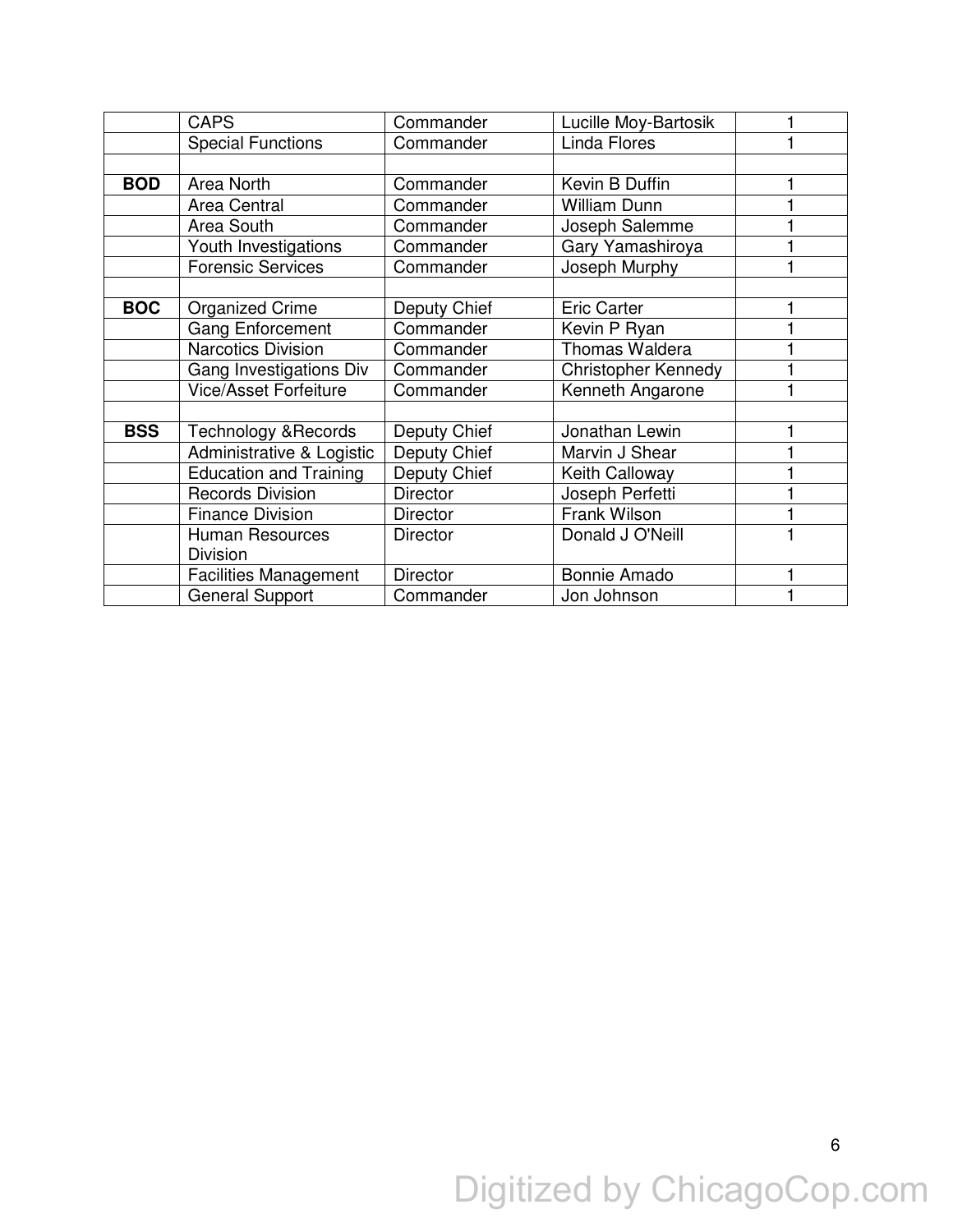| | | | | |
|---|---|---|---|---|
| | CAPS | Commander | Lucille Moy-Bartosik | 1 |
| | Special Functions | Commander | Linda Flores | 1 |
| | | | | |
| **BOD** | Area North | Commander | Kevin B Duffin | 1 |
| | Area Central | Commander | William Dunn | 1 |
| | Area South | Commander | Joseph Salemme | 1 |
| | Youth Investigations | Commander | Gary Yamashiroya | 1 |
| | Forensic Services | Commander | Joseph Murphy | 1 |
| | | | | |
| **BOC** | Organized Crime | Deputy Chief | Eric Carter | 1 |
| | Gang Enforcement | Commander | Kevin P Ryan | 1 |
| | Narcotics Division | Commander | Thomas Waldera | 1 |
| | Gang Investigations Div | Commander | Christopher Kennedy | 1 |
| | Vice/Asset Forfeiture | Commander | Kenneth Angarone | 1 |
| | | | | |
| **BSS** | Technology &Records | Deputy Chief | Jonathan Lewin | 1 |
| | Administrative & Logistic | Deputy Chief | Marvin J Shear | 1 |
| | Education and Training | Deputy Chief | Keith Calloway | 1 |
| | Records Division | Director | Joseph Perfetti | 1 |
| | Finance Division | Director | Frank Wilson | 1 |
| | Human Resources Division | Director | Donald J O'Neill | 1 |
| | Facilities Management | Director | Bonnie Amado | 1 |
| | General Support | Commander | Jon Johnson | 1 |

Digitized by ChicagoCop.com